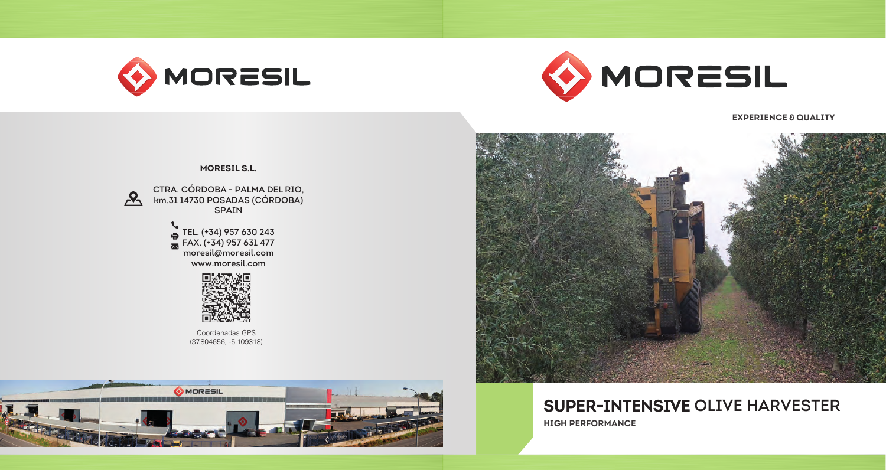MORESIL

**MORESIL S.L.**

CTRA. CÓRDOBA - PALMA DEL RIO,
km.31 14730 POSADAS (CÓRDOBA)
SPAIN

TEL. (+34) 957 630 243
FAX. (+34) 957 631 477
moresil@moresil.com
www.moresil.com

Coordenadas GPS
(37.804656, -5.109318)

MORESIL

**EXPERIENCE & QUALITY**

# SUPER-INTENSIVE OLIVE HARVESTER

**HIGH PERFORMANCE**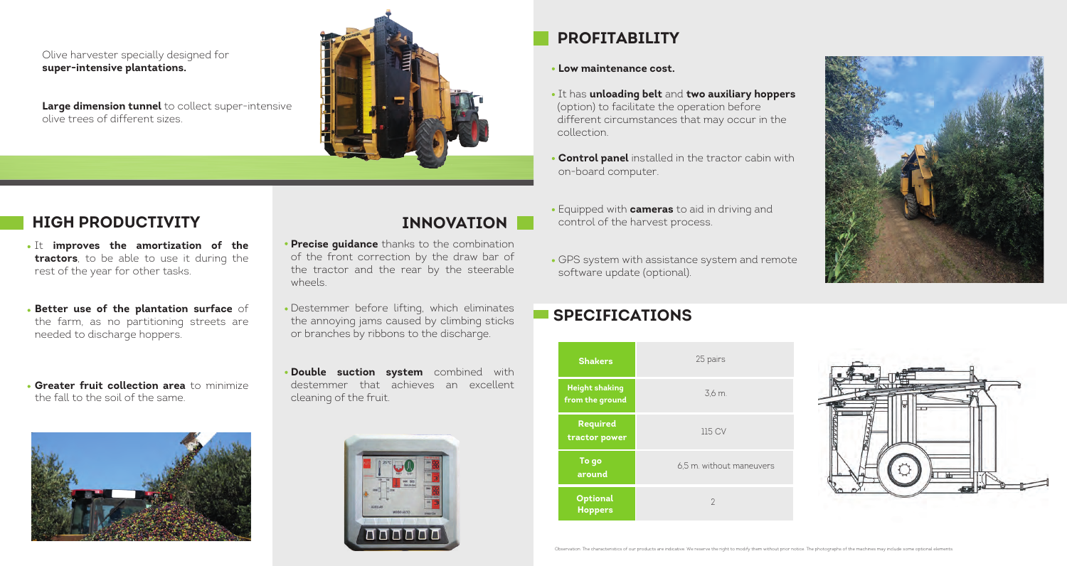Olive harvester specially designed for **super-intensive plantations.**

**Large dimension tunnel** to collect super-intensive olive trees of different sizes.

## HIGH PRODUCTIVITY

- It **improves the amortization of the tractors**, to be able to use it during the rest of the year for other tasks.
- **Better use of the plantation surface** of the farm, as no partitioning streets are needed to discharge hoppers.
- **Greater fruit collection area** to minimize the fall to the soil of the same.

## INNOVATION

- **Precise guidance** thanks to the combination of the front correction by the draw bar of the tractor and the rear by the steerable wheels.
- Destemmer before lifting, which eliminates the annoying jams caused by climbing sticks or branches by ribbons to the discharge.
- **Double suction system** combined with destemmer that achieves an excellent cleaning of the fruit.

## PROFITABILITY

- **Low maintenance cost.**
- It has **unloading belt** and **two auxiliary hoppers** (option) to facilitate the operation before different circumstances that may occur in the collection.
- **Control panel** installed in the tractor cabin with on-board computer.
- Equipped with **cameras** to aid in driving and control of the harvest process.
- GPS system with assistance system and remote software update (optional).

## SPECIFICATIONS

| | |
|---|---|
| **Shakers** | 25 pairs |
| **Height shaking from the ground** | 3,6 m. |
| **Required tractor power** | 115 CV |
| **To go around** | 6,5 m. without maneuvers |
| **Optional Hoppers** | 2 |

Observation: The characteristics of our products are indicative. We reserve the right to modify them without prior notice. The photographs of the machines may include some optional elements.